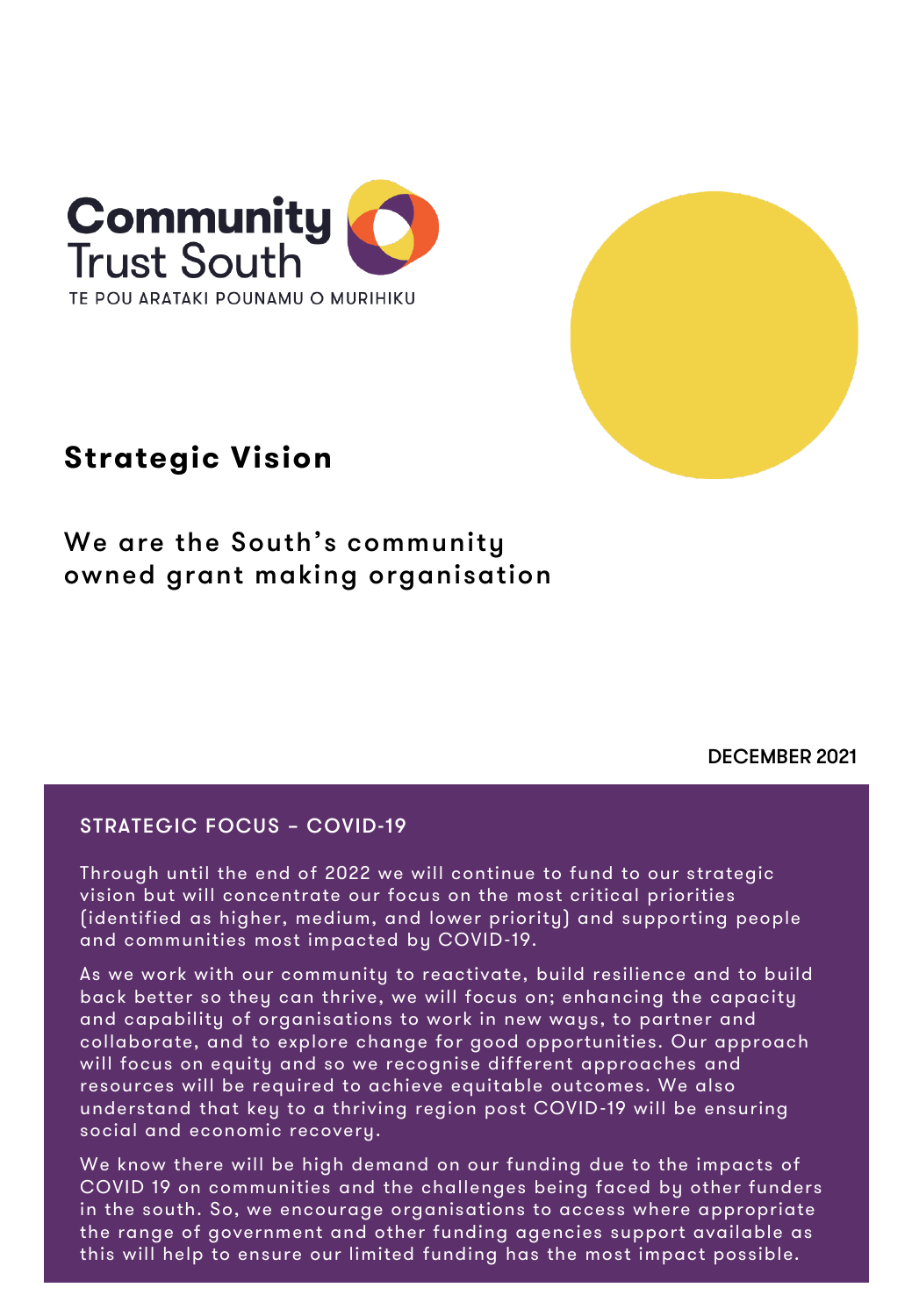Community Trust South

TE POU ARATAKI POUNAMU O MURIHIKU

# Strategic Vision

## We are the South's community owned grant making organisation

DECEMBER 2021

### STRATEGIC FOCUS – COVID-19

Through until the end of 2022 we will continue to fund to our strategic vision but will concentrate our focus on the most critical priorities (identified as higher, medium, and lower priority) and supporting people and communities most impacted by COVID-19.

As we work with our community to reactivate, build resilience and to build back better so they can thrive, we will focus on; enhancing the capacity and capability of organisations to work in new ways, to partner and collaborate, and to explore change for good opportunities. Our approach will focus on equity and so we recognise different approaches and resources will be required to achieve equitable outcomes. We also understand that key to a thriving region post COVID-19 will be ensuring social and economic recovery.

We know there will be high demand on our funding due to the impacts of COVID 19 on communities and the challenges being faced by other funders in the south. So, we encourage organisations to access where appropriate the range of government and other funding agencies support available as this will help to ensure our limited funding has the most impact possible.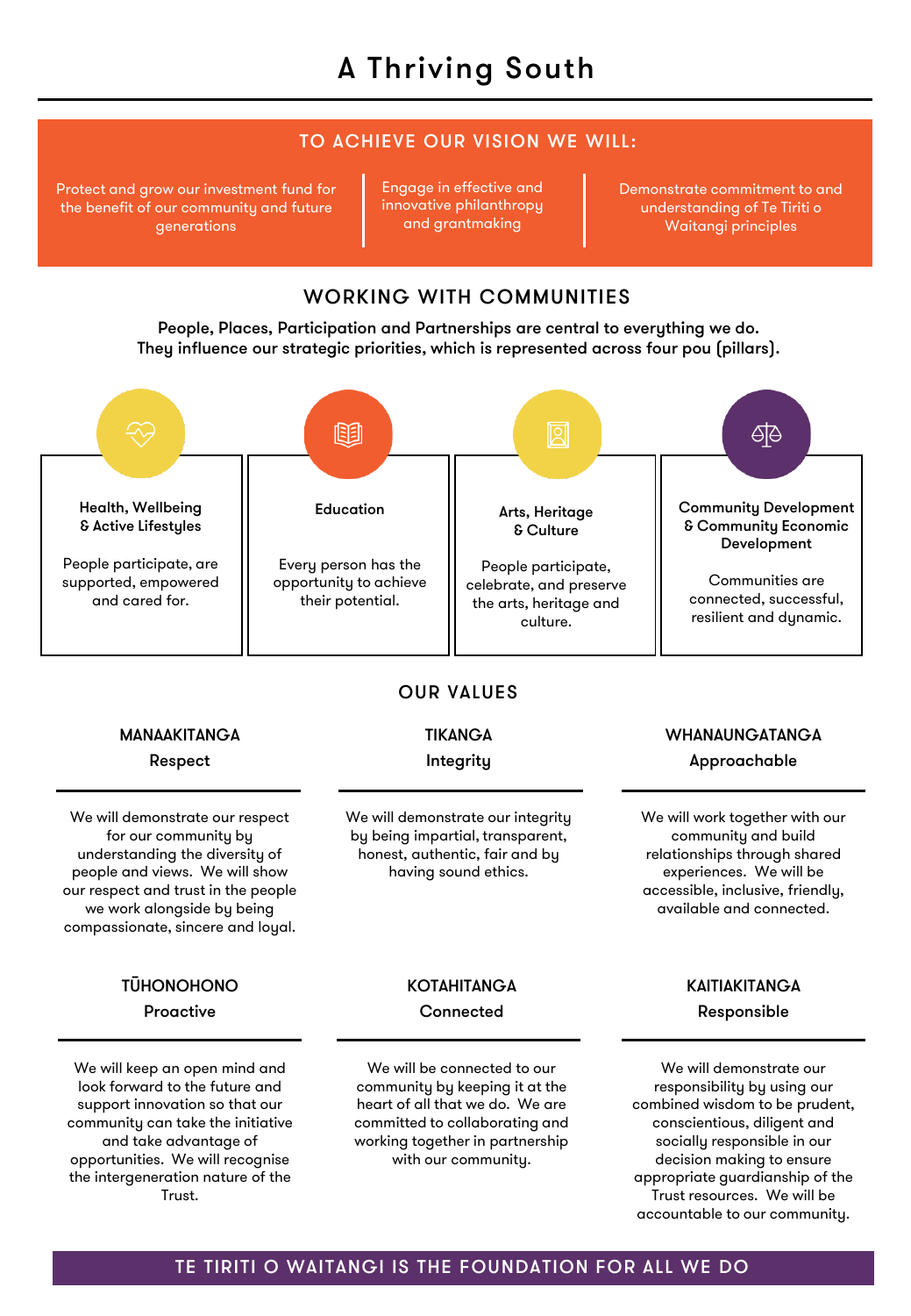# A Thriving South

## TO ACHIEVE OUR VISION WE WILL:

- Protect and grow our investment fund for the benefit of our community and future generations
- Engage in effective and innovative philanthropy and grantmaking
- Demonstrate commitment to and understanding of Te Tiriti o Waitangi principles

## WORKING WITH COMMUNITIES

**People, Places, Participation and Partnerships are central to everything we do. They influence our strategic priorities, which is represented across four pou (pillars).**

**Health, Wellbeing & Active Lifestyles**

People participate, are supported, empowered and cared for.

**Education**

Every person has the opportunity to achieve their potential.

**Arts, Heritage & Culture**

People participate, celebrate, and preserve the arts, heritage and culture.

**Community Development & Community Economic Development**

Communities are connected, successful, resilient and dynamic.

## OUR VALUES

### MANAAKITANGA
**Respect**

We will demonstrate our respect for our community by understanding the diversity of people and views. We will show our respect and trust in the people we work alongside by being compassionate, sincere and loyal.

### TIKANGA
**Integrity**

We will demonstrate our integrity by being impartial, transparent, honest, authentic, fair and by having sound ethics.

### WHANAUNGATANGA
**Approachable**

We will work together with our community and build relationships through shared experiences. We will be accessible, inclusive, friendly, available and connected.

### TŪHONOHONO
**Proactive**

We will keep an open mind and look forward to the future and support innovation so that our community can take the initiative and take advantage of opportunities. We will recognise the intergeneration nature of the Trust.

### KOTAHITANGA
**Connected**

We will be connected to our community by keeping it at the heart of all that we do. We are committed to collaborating and working together in partnership with our community.

### KAITIAKITANGA
**Responsible**

We will demonstrate our responsibility by using our combined wisdom to be prudent, conscientious, diligent and socially responsible in our decision making to ensure appropriate guardianship of the Trust resources. We will be accountable to our community.

## TE TIRITI O WAITANGI IS THE FOUNDATION FOR ALL WE DO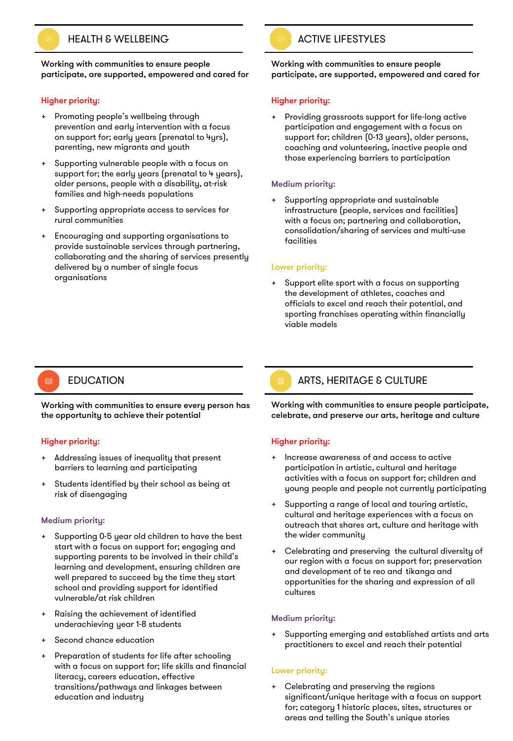## HEALTH & WELLBEING

**Working with communities to ensure people participate, are supported, empowered and cared for**

Higher priority:

+ Promoting people's wellbeing through prevention and early intervention with a focus on support for; early years (prenatal to 4yrs), parenting, new migrants and youth
+ Supporting vulnerable people with a focus on support for; the early years (prenatal to 4 years), older persons, people with a disability, at-risk families and high-needs populations
+ Supporting appropriate access to services for rural communities
+ Encouraging and supporting organisations to provide sustainable services through partnering, collaborating and the sharing of services presently delivered by a number of single focus organisations

## ACTIVE LIFESTYLES

**Working with communities to ensure people participate, are supported, empowered and cared for**

Higher priority:

+ Providing grassroots support for life-long active participation and engagement with a focus on support for; children (0-13 years), older persons, coaching and volunteering, inactive people and those experiencing barriers to participation

Medium priority:

+ Supporting appropriate and sustainable infrastructure (people, services and facilities) with a focus on; partnering and collaboration, consolidation/sharing of services and multi-use facilities

Lower priority:

+ Support elite sport with a focus on supporting the development of athletes, coaches and officials to excel and reach their potential, and sporting franchises operating within financially viable models

## EDUCATION

**Working with communities to ensure every person has the opportunity to achieve their potential**

Higher priority:

+ Addressing issues of inequality that present barriers to learning and participating
+ Students identified by their school as being at risk of disengaging

Medium priority:

+ Supporting 0-5 year old children to have the best start with a focus on support for; engaging and supporting parents to be involved in their child's learning and development, ensuring children are well prepared to succeed by the time they start school and providing support for identified vulnerable/at risk children
+ Raising the achievement of identified underachieving year 1-8 students
+ Second chance education
+ Preparation of students for life after schooling with a focus on support for; life skills and financial literacy, careers education, effective transitions/pathways and linkages between education and industry

## ARTS, HERITAGE & CULTURE

**Working with communities to ensure people participate, celebrate, and preserve our arts, heritage and culture**

Higher priority:

+ Increase awareness of and access to active participation in artistic, cultural and heritage activities with a focus on support for; children and young people and people not currently participating
+ Supporting a range of local and touring artistic, cultural and heritage experiences with a focus on outreach that shares art, culture and heritage with the wider community
+ Celebrating and preserving the cultural diversity of our region with a focus on support for; preservation and development of te reo and tikanga and opportunities for the sharing and expression of all cultures

Medium priority:

+ Supporting emerging and established artists and arts practitioners to excel and reach their potential

Lower priority:

+ Celebrating and preserving the regions significant/unique heritage with a focus on support for; category 1 historic places, sites, structures or areas and telling the South's unique stories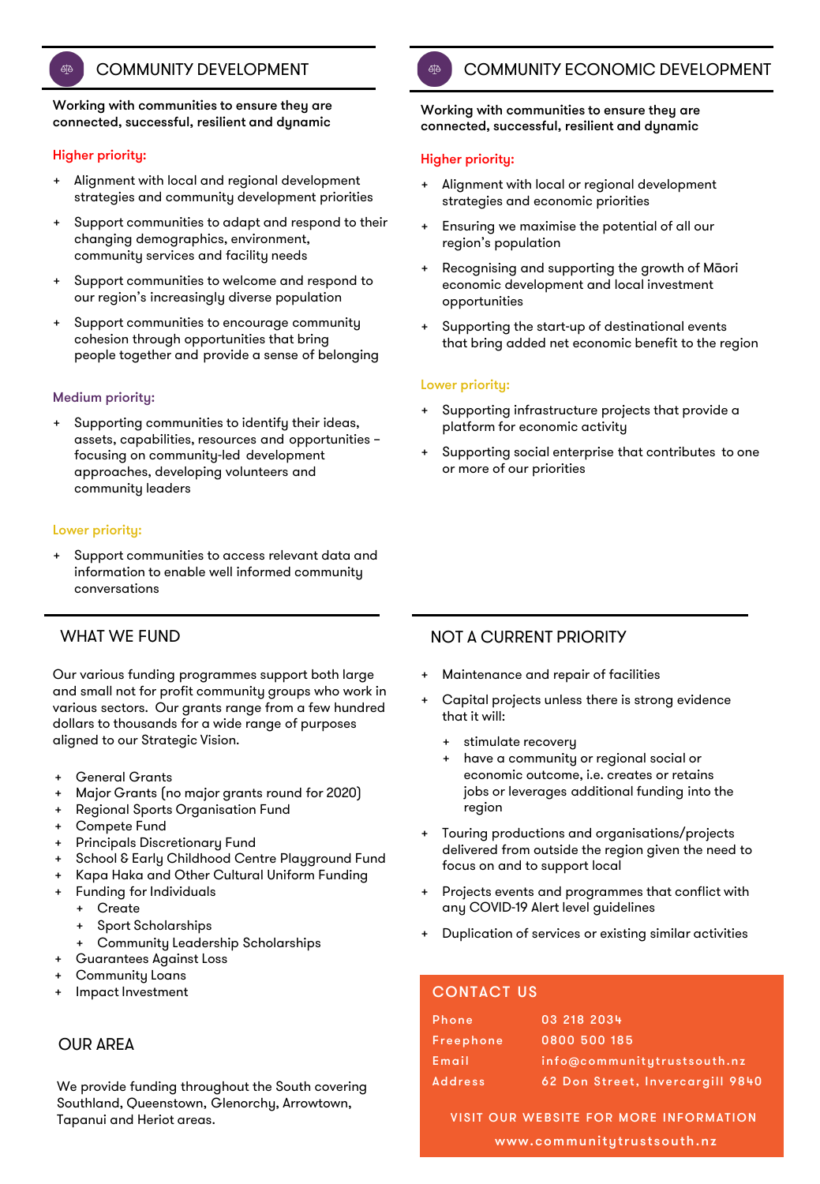## COMMUNITY DEVELOPMENT

**Working with communities to ensure they are connected, successful, resilient and dynamic**

**Higher priority:**

- Alignment with local and regional development strategies and community development priorities
- Support communities to adapt and respond to their changing demographics, environment, community services and facility needs
- Support communities to welcome and respond to our region's increasingly diverse population
- Support communities to encourage community cohesion through opportunities that bring people together and provide a sense of belonging

**Medium priority:**

- Supporting communities to identify their ideas, assets, capabilities, resources and opportunities – focusing on community-led development approaches, developing volunteers and community leaders

**Lower priority:**

- Support communities to access relevant data and information to enable well informed community conversations

## COMMUNITY ECONOMIC DEVELOPMENT

**Working with communities to ensure they are connected, successful, resilient and dynamic**

**Higher priority:**

- Alignment with local or regional development strategies and economic priorities
- Ensuring we maximise the potential of all our region's population
- Recognising and supporting the growth of Māori economic development and local investment opportunities
- Supporting the start-up of destinational events that bring added net economic benefit to the region

**Lower priority:**

- Supporting infrastructure projects that provide a platform for economic activity
- Supporting social enterprise that contributes to one or more of our priorities

## WHAT WE FUND

Our various funding programmes support both large and small not for profit community groups who work in various sectors. Our grants range from a few hundred dollars to thousands for a wide range of purposes aligned to our Strategic Vision.

- General Grants
- Major Grants (no major grants round for 2020)
- Regional Sports Organisation Fund
- Compete Fund
- Principals Discretionary Fund
- School & Early Childhood Centre Playground Fund
- Kapa Haka and Other Cultural Uniform Funding
- Funding for Individuals
  - Create
  - Sport Scholarships
  - Community Leadership Scholarships
- Guarantees Against Loss
- Community Loans
- Impact Investment

## OUR AREA

We provide funding throughout the South covering Southland, Queenstown, Glenorchy, Arrowtown, Tapanui and Heriot areas.

## NOT A CURRENT PRIORITY

- Maintenance and repair of facilities
- Capital projects unless there is strong evidence that it will:
  - stimulate recovery
  - have a community or regional social or economic outcome, i.e. creates or retains jobs or leverages additional funding into the region
- Touring productions and organisations/projects delivered from outside the region given the need to focus on and to support local
- Projects events and programmes that conflict with any COVID-19 Alert level guidelines
- Duplication of services or existing similar activities

## CONTACT US

| | |
|---|---|
| Phone | 03 218 2034 |
| Freephone | 0800 500 185 |
| Email | info@communitytrustsouth.nz |
| Address | 62 Don Street, Invercargill 9840 |

VISIT OUR WEBSITE FOR MORE INFORMATION

www.communitytrustsouth.nz